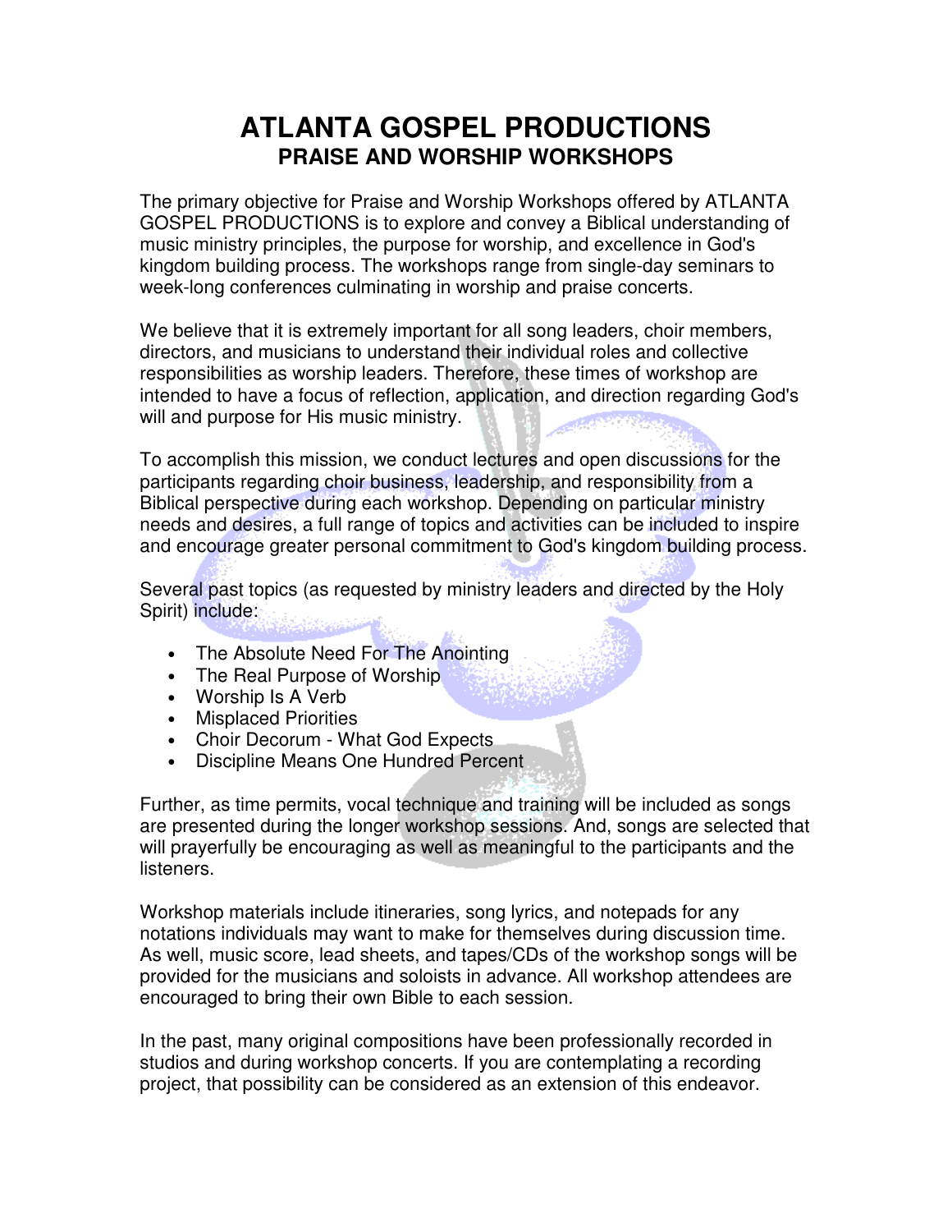# ATLANTA GOSPEL PRODUCTIONS

## PRAISE AND WORSHIP WORKSHOPS

The primary objective for Praise and Worship Workshops offered by ATLANTA GOSPEL PRODUCTIONS is to explore and convey a Biblical understanding of music ministry principles, the purpose for worship, and excellence in God's kingdom building process. The workshops range from single-day seminars to week-long conferences culminating in worship and praise concerts.

We believe that it is extremely important for all song leaders, choir members, directors, and musicians to understand their individual roles and collective responsibilities as worship leaders. Therefore, these times of workshop are intended to have a focus of reflection, application, and direction regarding God's will and purpose for His music ministry.

To accomplish this mission, we conduct lectures and open discussions for the participants regarding choir business, leadership, and responsibility from a Biblical perspective during each workshop. Depending on particular ministry needs and desires, a full range of topics and activities can be included to inspire and encourage greater personal commitment to God's kingdom building process.

Several past topics (as requested by ministry leaders and directed by the Holy Spirit) include:

- The Absolute Need For The Anointing
- The Real Purpose of Worship
- Worship Is A Verb
- Misplaced Priorities
- Choir Decorum - What God Expects
- Discipline Means One Hundred Percent

Further, as time permits, vocal technique and training will be included as songs are presented during the longer workshop sessions. And, songs are selected that will prayerfully be encouraging as well as meaningful to the participants and the listeners.

Workshop materials include itineraries, song lyrics, and notepads for any notations individuals may want to make for themselves during discussion time. As well, music score, lead sheets, and tapes/CDs of the workshop songs will be provided for the musicians and soloists in advance. All workshop attendees are encouraged to bring their own Bible to each session.

In the past, many original compositions have been professionally recorded in studios and during workshop concerts. If you are contemplating a recording project, that possibility can be considered as an extension of this endeavor.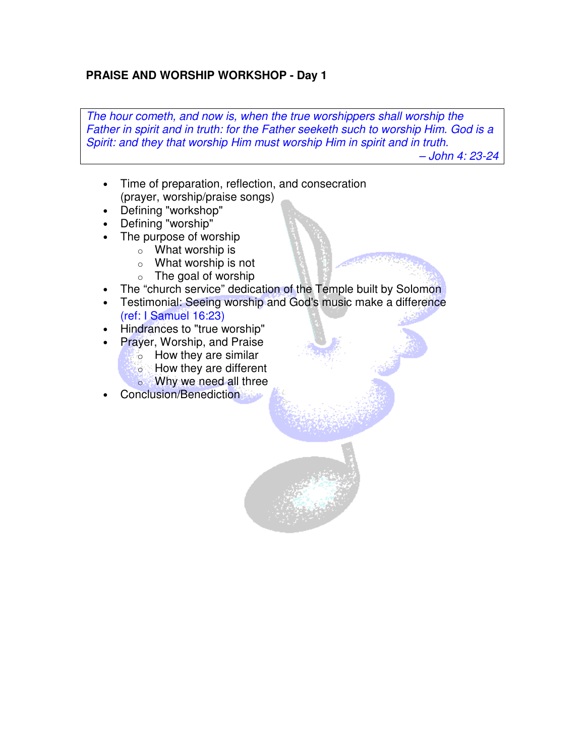**PRAISE AND WORSHIP WORKSHOP - Day 1**

> *The hour cometh, and now is, when the true worshippers shall worship the Father in spirit and in truth: for the Father seeketh such to worship Him. God is a Spirit: and they that worship Him must worship Him in spirit and in truth.*
>
> *– John 4: 23-24*

- Time of preparation, reflection, and consecration (prayer, worship/praise songs)
- Defining "workshop"
- Defining "worship"
- The purpose of worship
  - What worship is
  - What worship is not
  - The goal of worship
- The “church service” dedication of the Temple built by Solomon
- Testimonial: Seeing worship and God's music make a difference (ref: I Samuel 16:23)
- Hindrances to "true worship"
- Prayer, Worship, and Praise
  - How they are similar
  - How they are different
  - Why we need all three
- Conclusion/Benediction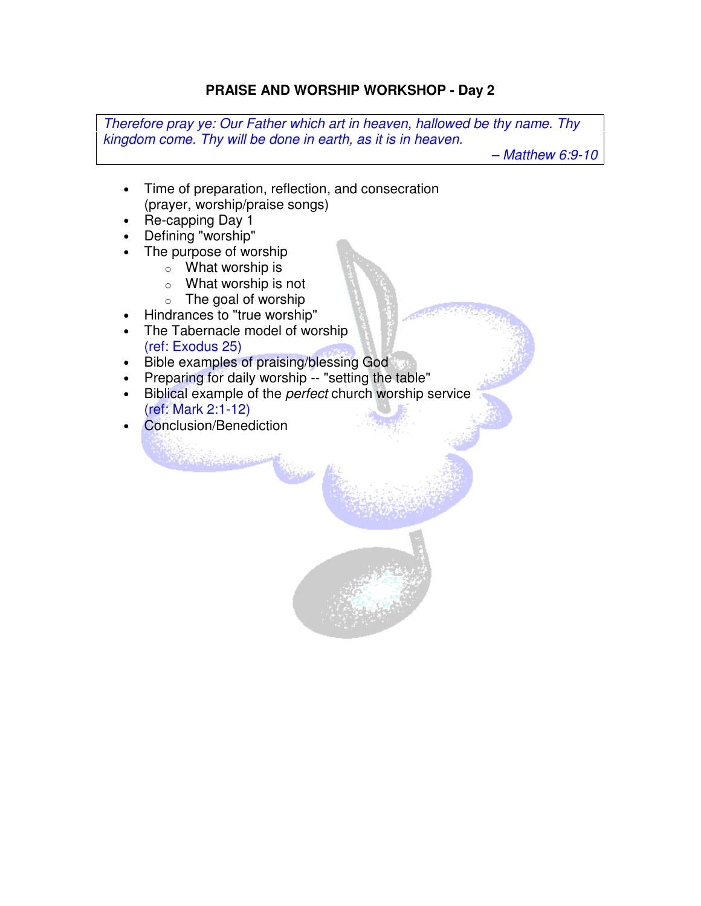# PRAISE AND WORSHIP WORKSHOP - Day 2

> *Therefore pray ye: Our Father which art in heaven, hallowed be thy name. Thy kingdom come. Thy will be done in earth, as it is in heaven.*
>
> *– Matthew 6:9-10*

- Time of preparation, reflection, and consecration (prayer, worship/praise songs)
- Re-capping Day 1
- Defining "worship"
- The purpose of worship
  - What worship is
  - What worship is not
  - The goal of worship
- Hindrances to "true worship"
- The Tabernacle model of worship (ref: Exodus 25)
- Bible examples of praising/blessing God
- Preparing for daily worship -- "setting the table"
- Biblical example of the *perfect* church worship service (ref: Mark 2:1-12)
- Conclusion/Benediction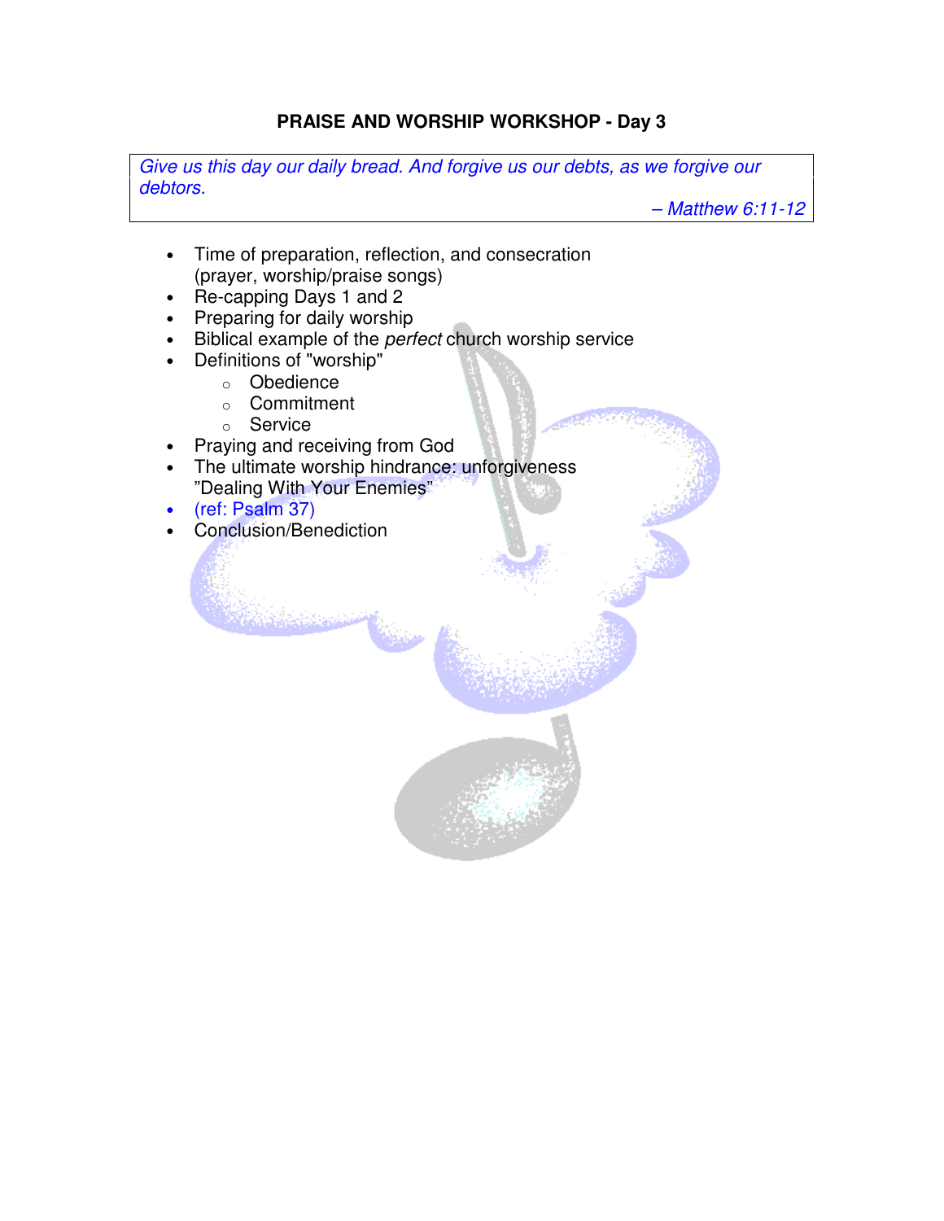## PRAISE AND WORSHIP WORKSHOP - Day 3

> *Give us this day our daily bread. And forgive us our debts, as we forgive our debtors.*
>
> *– Matthew 6:11-12*

- Time of preparation, reflection, and consecration (prayer, worship/praise songs)
- Re-capping Days 1 and 2
- Preparing for daily worship
- Biblical example of the *perfect* church worship service
- Definitions of "worship"
  - Obedience
  - Commitment
  - Service
- Praying and receiving from God
- The ultimate worship hindrance: unforgiveness "Dealing With Your Enemies"
- (ref: Psalm 37)
- Conclusion/Benediction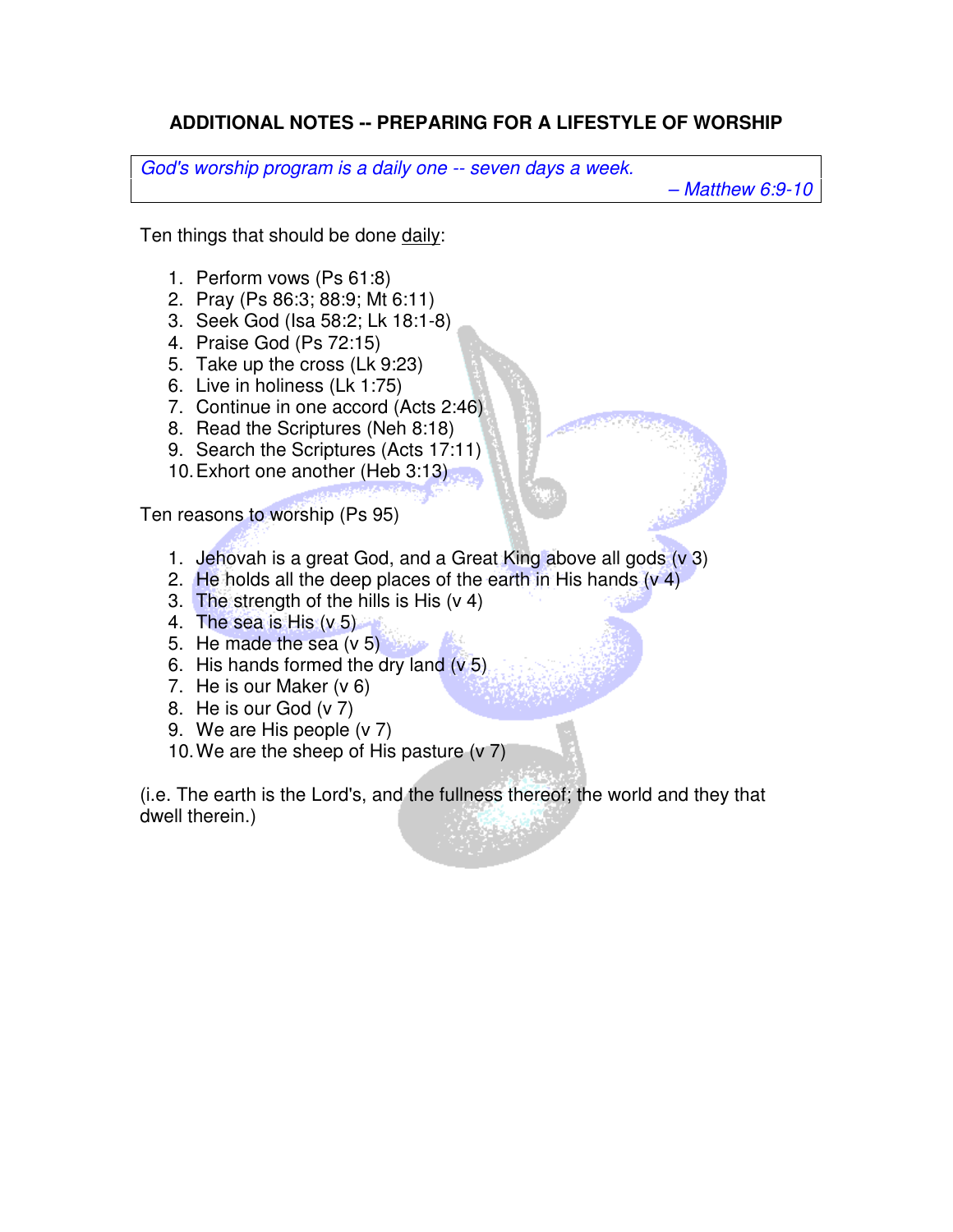# ADDITIONAL NOTES -- PREPARING FOR A LIFESTYLE OF WORSHIP

> *God's worship program is a daily one -- seven days a week.*
>
> *– Matthew 6:9-10*

Ten things that should be done daily:

1. Perform vows (Ps 61:8)
2. Pray (Ps 86:3; 88:9; Mt 6:11)
3. Seek God (Isa 58:2; Lk 18:1-8)
4. Praise God (Ps 72:15)
5. Take up the cross (Lk 9:23)
6. Live in holiness (Lk 1:75)
7. Continue in one accord (Acts 2:46)
8. Read the Scriptures (Neh 8:18)
9. Search the Scriptures (Acts 17:11)
10. Exhort one another (Heb 3:13)

Ten reasons to worship (Ps 95)

1. Jehovah is a great God, and a Great King above all gods (v 3)
2. He holds all the deep places of the earth in His hands (v 4)
3. The strength of the hills is His (v 4)
4. The sea is His (v 5)
5. He made the sea (v 5)
6. His hands formed the dry land (v 5)
7. He is our Maker (v 6)
8. He is our God (v 7)
9. We are His people (v 7)
10. We are the sheep of His pasture (v 7)

(i.e. The earth is the Lord's, and the fullness thereof; the world and they that dwell therein.)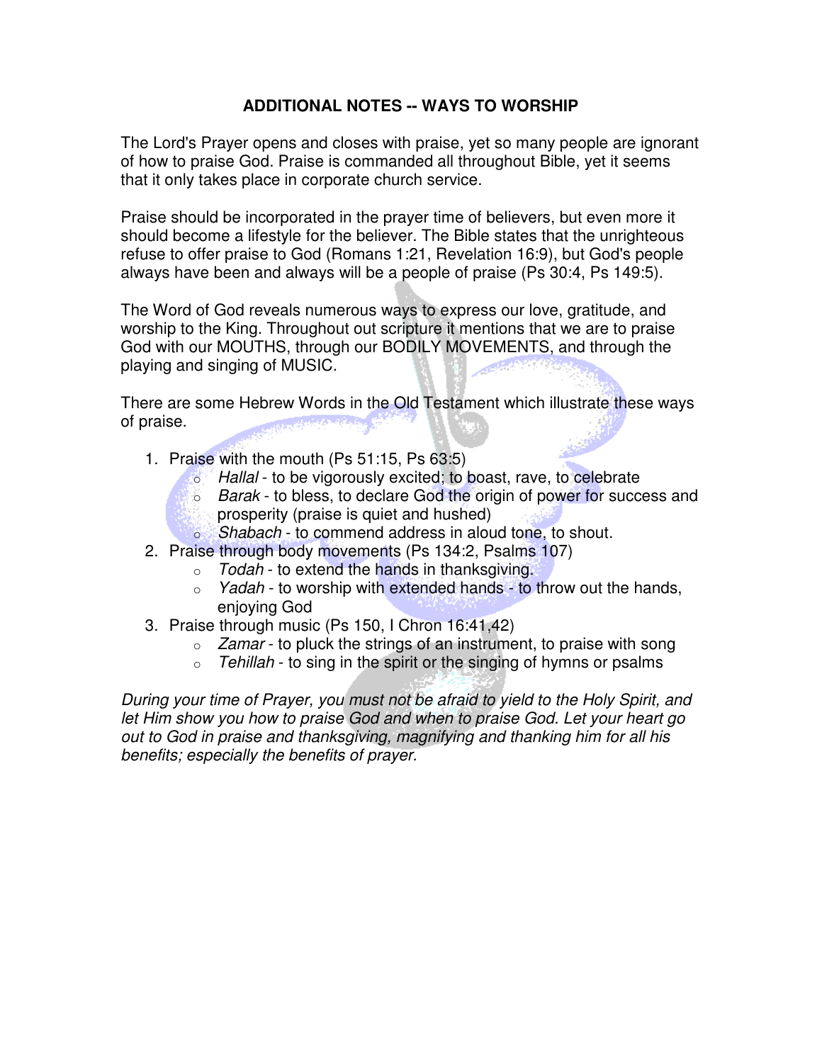## ADDITIONAL NOTES -- WAYS TO WORSHIP

The Lord's Prayer opens and closes with praise, yet so many people are ignorant of how to praise God. Praise is commanded all throughout Bible, yet it seems that it only takes place in corporate church service.

Praise should be incorporated in the prayer time of believers, but even more it should become a lifestyle for the believer. The Bible states that the unrighteous refuse to offer praise to God (Romans 1:21, Revelation 16:9), but God's people always have been and always will be a people of praise (Ps 30:4, Ps 149:5).

The Word of God reveals numerous ways to express our love, gratitude, and worship to the King. Throughout out scripture it mentions that we are to praise God with our MOUTHS, through our BODILY MOVEMENTS, and through the playing and singing of MUSIC.

There are some Hebrew Words in the Old Testament which illustrate these ways of praise.

1. Praise with the mouth (Ps 51:15, Ps 63:5)
   - *Hallal* - to be vigorously excited; to boast, rave, to celebrate
   - *Barak* - to bless, to declare God the origin of power for success and prosperity (praise is quiet and hushed)
   - *Shabach* - to commend address in aloud tone, to shout.
2. Praise through body movements (Ps 134:2, Psalms 107)
   - *Todah* - to extend the hands in thanksgiving.
   - *Yadah* - to worship with extended hands - to throw out the hands, enjoying God
3. Praise through music (Ps 150, I Chron 16:41,42)
   - *Zamar* - to pluck the strings of an instrument, to praise with song
   - *Tehillah* - to sing in the spirit or the singing of hymns or psalms

*During your time of Prayer, you must not be afraid to yield to the Holy Spirit, and let Him show you how to praise God and when to praise God. Let your heart go out to God in praise and thanksgiving, magnifying and thanking him for all his benefits; especially the benefits of prayer.*